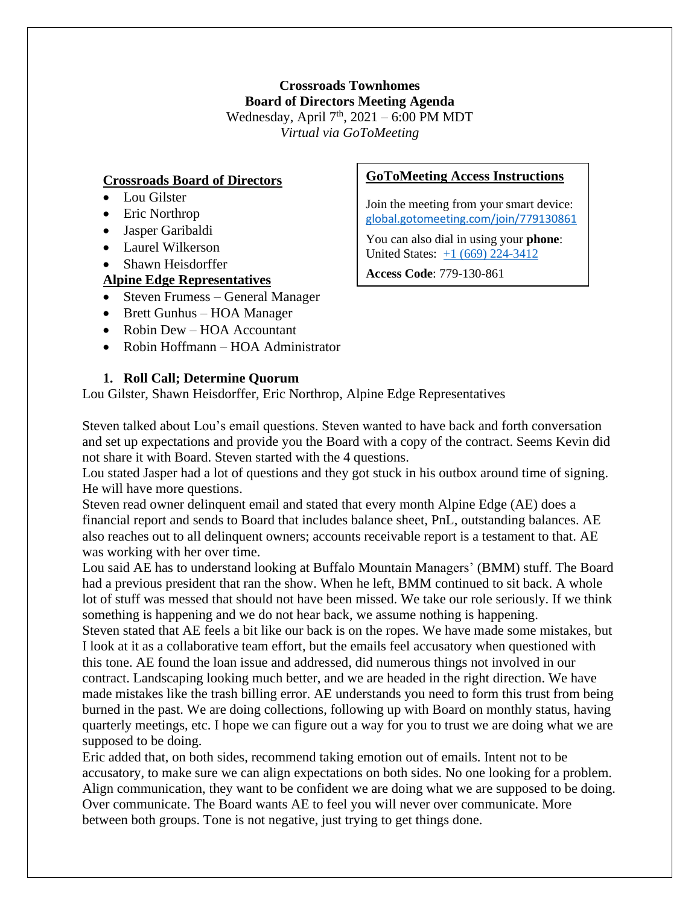**Crossroads Townhomes**
**Board of Directors Meeting Agenda**
Wednesday, April 7th, 2021 – 6:00 PM MDT
*Virtual via GoToMeeting*

**Crossroads Board of Directors**

- Lou Gilster
- Eric Northrop
- Jasper Garibaldi
- Laurel Wilkerson
- Shawn Heisdorffer

**Alpine Edge Representatives**

- Steven Frumess – General Manager
- Brett Gunhus – HOA Manager
- Robin Dew – HOA Accountant
- Robin Hoffmann – HOA Administrator

**GoToMeeting Access Instructions**

Join the meeting from your smart device: global.gotomeeting.com/join/779130861

You can also dial in using your **phone**: United States: +1 (669) 224-3412

**Access Code**: 779-130-861

**1. Roll Call; Determine Quorum**

Lou Gilster, Shawn Heisdorffer, Eric Northrop, Alpine Edge Representatives

Steven talked about Lou's email questions. Steven wanted to have back and forth conversation and set up expectations and provide you the Board with a copy of the contract. Seems Kevin did not share it with Board. Steven started with the 4 questions.
Lou stated Jasper had a lot of questions and they got stuck in his outbox around time of signing. He will have more questions.
Steven read owner delinquent email and stated that every month Alpine Edge (AE) does a financial report and sends to Board that includes balance sheet, PnL, outstanding balances. AE also reaches out to all delinquent owners; accounts receivable report is a testament to that. AE was working with her over time.
Lou said AE has to understand looking at Buffalo Mountain Managers' (BMM) stuff. The Board had a previous president that ran the show. When he left, BMM continued to sit back. A whole lot of stuff was messed that should not have been missed. We take our role seriously. If we think something is happening and we do not hear back, we assume nothing is happening.
Steven stated that AE feels a bit like our back is on the ropes. We have made some mistakes, but I look at it as a collaborative team effort, but the emails feel accusatory when questioned with this tone. AE found the loan issue and addressed, did numerous things not involved in our contract. Landscaping looking much better, and we are headed in the right direction. We have made mistakes like the trash billing error. AE understands you need to form this trust from being burned in the past. We are doing collections, following up with Board on monthly status, having quarterly meetings, etc. I hope we can figure out a way for you to trust we are doing what we are supposed to be doing.
Eric added that, on both sides, recommend taking emotion out of emails. Intent not to be accusatory, to make sure we can align expectations on both sides. No one looking for a problem. Align communication, they want to be confident we are doing what we are supposed to be doing. Over communicate. The Board wants AE to feel you will never over communicate. More between both groups. Tone is not negative, just trying to get things done.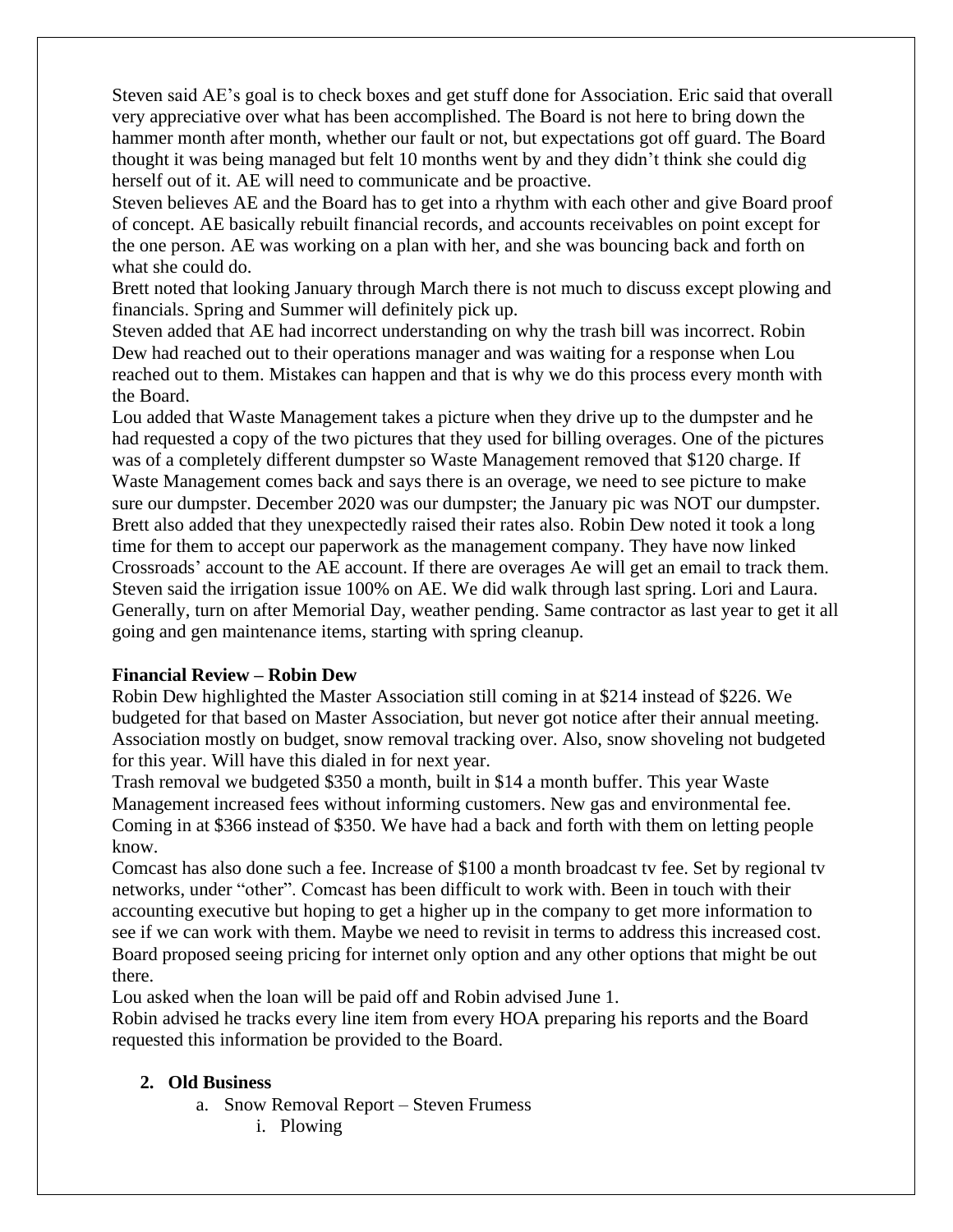Steven said AE's goal is to check boxes and get stuff done for Association. Eric said that overall very appreciative over what has been accomplished. The Board is not here to bring down the hammer month after month, whether our fault or not, but expectations got off guard. The Board thought it was being managed but felt 10 months went by and they didn't think she could dig herself out of it. AE will need to communicate and be proactive.

Steven believes AE and the Board has to get into a rhythm with each other and give Board proof of concept. AE basically rebuilt financial records, and accounts receivables on point except for the one person. AE was working on a plan with her, and she was bouncing back and forth on what she could do.

Brett noted that looking January through March there is not much to discuss except plowing and financials. Spring and Summer will definitely pick up.

Steven added that AE had incorrect understanding on why the trash bill was incorrect. Robin Dew had reached out to their operations manager and was waiting for a response when Lou reached out to them. Mistakes can happen and that is why we do this process every month with the Board.

Lou added that Waste Management takes a picture when they drive up to the dumpster and he had requested a copy of the two pictures that they used for billing overages. One of the pictures was of a completely different dumpster so Waste Management removed that $120 charge. If Waste Management comes back and says there is an overage, we need to see picture to make sure our dumpster. December 2020 was our dumpster; the January pic was NOT our dumpster. Brett also added that they unexpectedly raised their rates also. Robin Dew noted it took a long time for them to accept our paperwork as the management company. They have now linked Crossroads' account to the AE account. If there are overages Ae will get an email to track them. Steven said the irrigation issue 100% on AE. We did walk through last spring. Lori and Laura. Generally, turn on after Memorial Day, weather pending. Same contractor as last year to get it all going and gen maintenance items, starting with spring cleanup.

**Financial Review – Robin Dew**

Robin Dew highlighted the Master Association still coming in at $214 instead of $226. We budgeted for that based on Master Association, but never got notice after their annual meeting. Association mostly on budget, snow removal tracking over. Also, snow shoveling not budgeted for this year. Will have this dialed in for next year.

Trash removal we budgeted $350 a month, built in $14 a month buffer. This year Waste Management increased fees without informing customers. New gas and environmental fee. Coming in at $366 instead of $350. We have had a back and forth with them on letting people know.

Comcast has also done such a fee. Increase of $100 a month broadcast tv fee. Set by regional tv networks, under "other". Comcast has been difficult to work with. Been in touch with their accounting executive but hoping to get a higher up in the company to get more information to see if we can work with them. Maybe we need to revisit in terms to address this increased cost. Board proposed seeing pricing for internet only option and any other options that might be out there.

Lou asked when the loan will be paid off and Robin advised June 1.

Robin advised he tracks every line item from every HOA preparing his reports and the Board requested this information be provided to the Board.

2. **Old Business**
   a. Snow Removal Report – Steven Frumess
      i. Plowing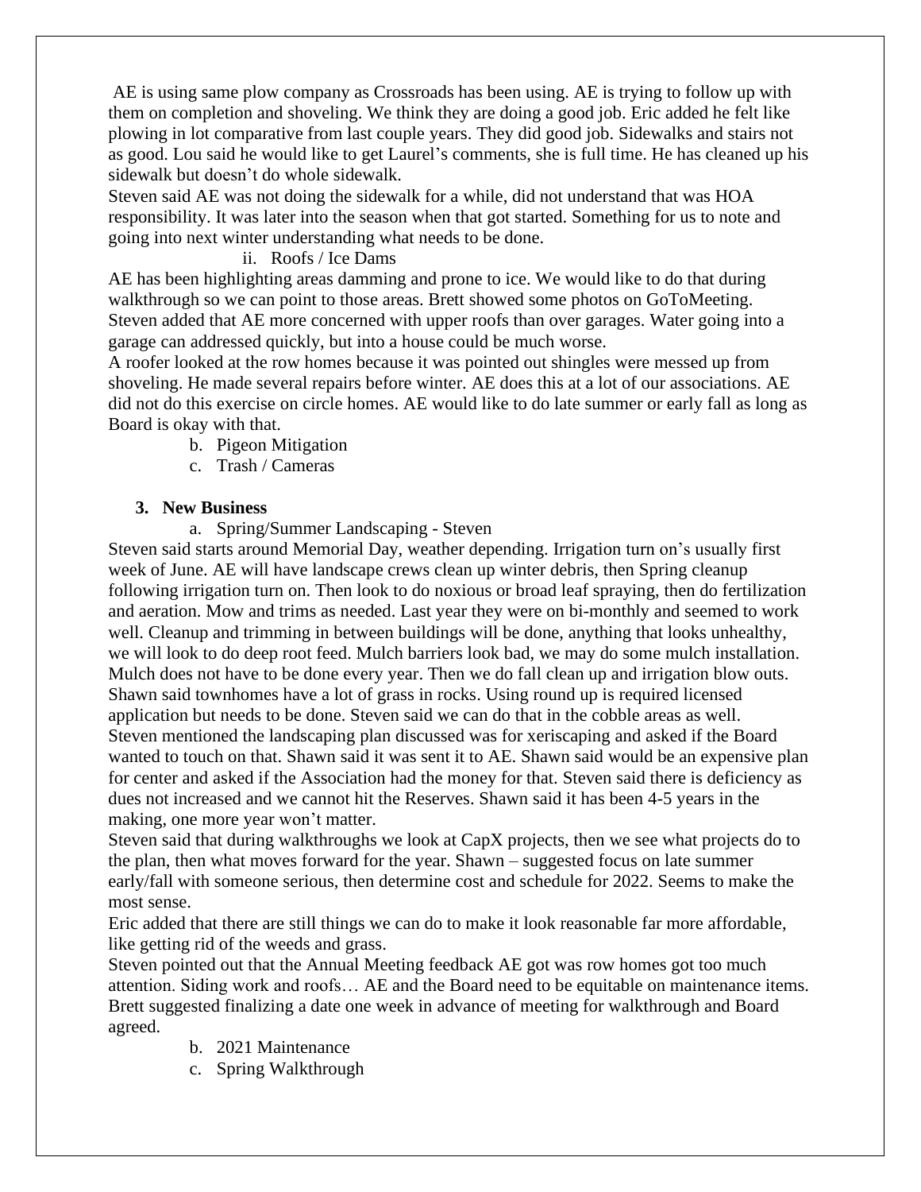AE is using same plow company as Crossroads has been using. AE is trying to follow up with them on completion and shoveling. We think they are doing a good job. Eric added he felt like plowing in lot comparative from last couple years. They did good job. Sidewalks and stairs not as good. Lou said he would like to get Laurel's comments, she is full time. He has cleaned up his sidewalk but doesn't do whole sidewalk.
Steven said AE was not doing the sidewalk for a while, did not understand that was HOA responsibility. It was later into the season when that got started. Something for us to note and going into next winter understanding what needs to be done.

ii. Roofs / Ice Dams

AE has been highlighting areas damming and prone to ice. We would like to do that during walkthrough so we can point to those areas. Brett showed some photos on GoToMeeting. Steven added that AE more concerned with upper roofs than over garages. Water going into a garage can addressed quickly, but into a house could be much worse.
A roofer looked at the row homes because it was pointed out shingles were messed up from shoveling. He made several repairs before winter. AE does this at a lot of our associations. AE did not do this exercise on circle homes. AE would like to do late summer or early fall as long as Board is okay with that.

b. Pigeon Mitigation
c. Trash / Cameras

## 3. New Business

a. Spring/Summer Landscaping - Steven

Steven said starts around Memorial Day, weather depending. Irrigation turn on's usually first week of June. AE will have landscape crews clean up winter debris, then Spring cleanup following irrigation turn on. Then look to do noxious or broad leaf spraying, then do fertilization and aeration. Mow and trims as needed. Last year they were on bi-monthly and seemed to work well. Cleanup and trimming in between buildings will be done, anything that looks unhealthy, we will look to do deep root feed. Mulch barriers look bad, we may do some mulch installation. Mulch does not have to be done every year. Then we do fall clean up and irrigation blow outs. Shawn said townhomes have a lot of grass in rocks. Using round up is required licensed application but needs to be done. Steven said we can do that in the cobble areas as well.
Steven mentioned the landscaping plan discussed was for xeriscaping and asked if the Board wanted to touch on that. Shawn said it was sent it to AE. Shawn said would be an expensive plan for center and asked if the Association had the money for that. Steven said there is deficiency as dues not increased and we cannot hit the Reserves. Shawn said it has been 4-5 years in the making, one more year won't matter.
Steven said that during walkthroughs we look at CapX projects, then we see what projects do to the plan, then what moves forward for the year. Shawn – suggested focus on late summer early/fall with someone serious, then determine cost and schedule for 2022. Seems to make the most sense.
Eric added that there are still things we can do to make it look reasonable far more affordable, like getting rid of the weeds and grass.
Steven pointed out that the Annual Meeting feedback AE got was row homes got too much attention. Siding work and roofs… AE and the Board need to be equitable on maintenance items. Brett suggested finalizing a date one week in advance of meeting for walkthrough and Board agreed.

b. 2021 Maintenance
c. Spring Walkthrough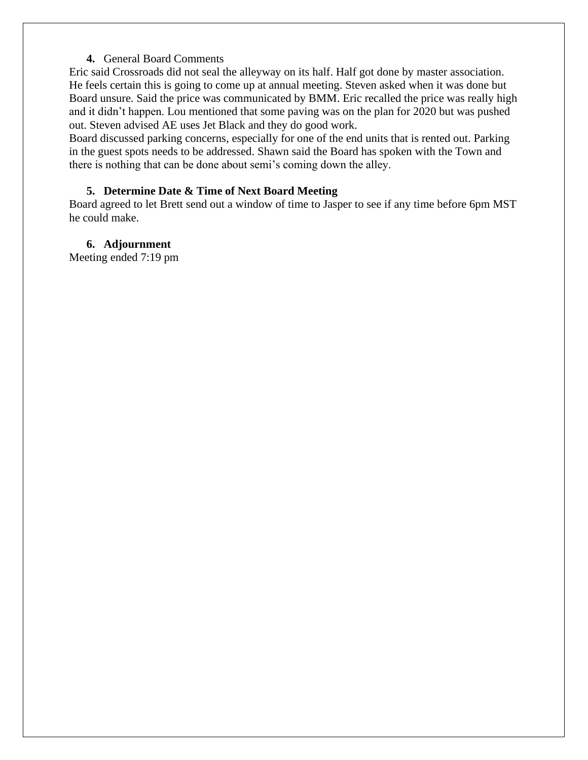**4.** General Board Comments

Eric said Crossroads did not seal the alleyway on its half. Half got done by master association. He feels certain this is going to come up at annual meeting. Steven asked when it was done but Board unsure. Said the price was communicated by BMM. Eric recalled the price was really high and it didn't happen. Lou mentioned that some paving was on the plan for 2020 but was pushed out. Steven advised AE uses Jet Black and they do good work.

Board discussed parking concerns, especially for one of the end units that is rented out. Parking in the guest spots needs to be addressed. Shawn said the Board has spoken with the Town and there is nothing that can be done about semi's coming down the alley.

**5. Determine Date & Time of Next Board Meeting**

Board agreed to let Brett send out a window of time to Jasper to see if any time before 6pm MST he could make.

**6. Adjournment**

Meeting ended 7:19 pm